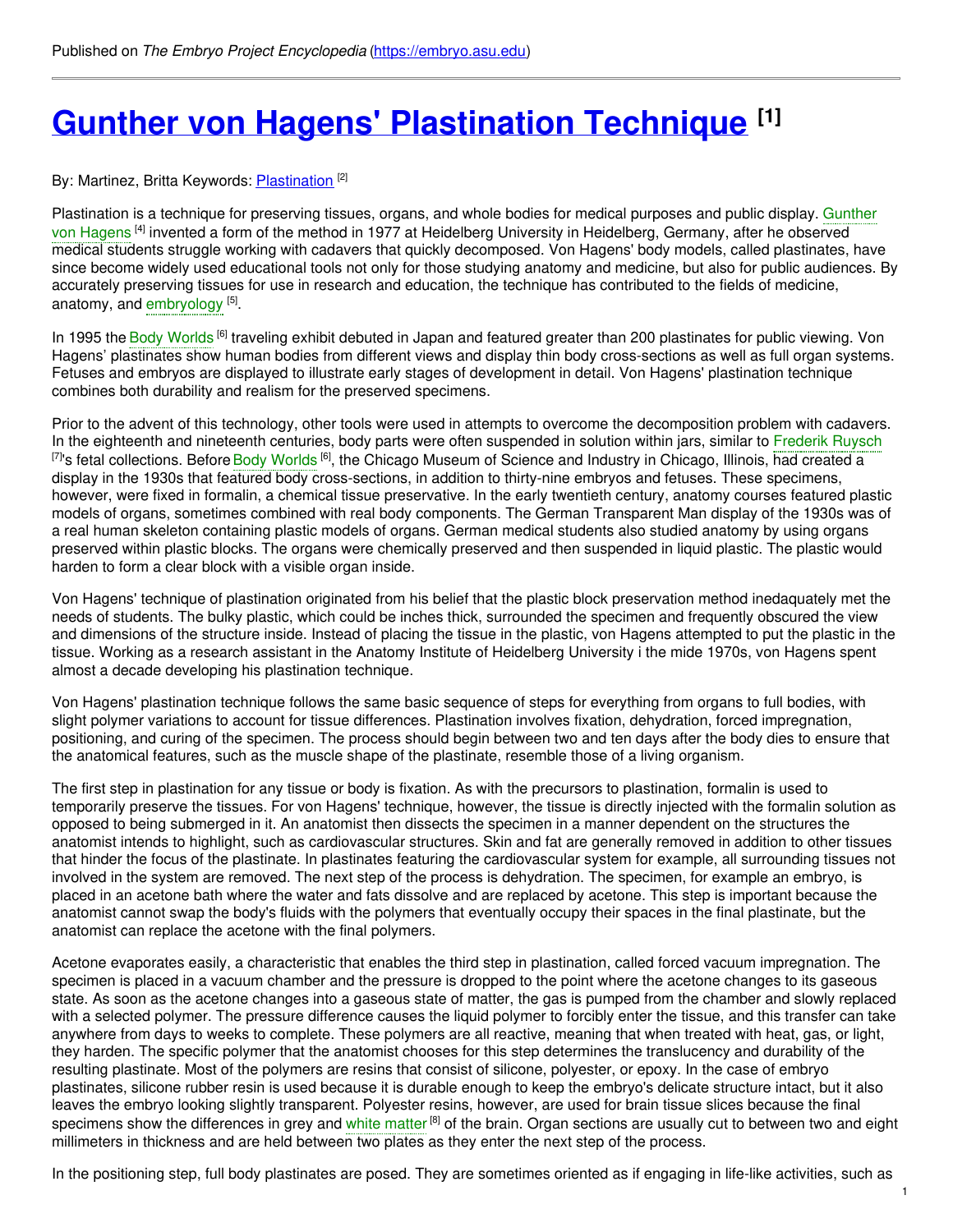Published on *The Embryo Project Encyclopedia* (https://embryo.asu.edu)

# Gunther von Hagens' Plastination Technique [1]

By: Martinez, Britta Keywords: Plastination [2]

Plastination is a technique for preserving tissues, organs, and whole bodies for medical purposes and public display. Gunther von Hagens [4] invented a form of the method in 1977 at Heidelberg University in Heidelberg, Germany, after he observed medical students struggle working with cadavers that quickly decomposed. Von Hagens' body models, called plastinates, have since become widely used educational tools not only for those studying anatomy and medicine, but also for public audiences. By accurately preserving tissues for use in research and education, the technique has contributed to the fields of medicine, anatomy, and embryology [5].

In 1995 the Body Worlds [6] traveling exhibit debuted in Japan and featured greater than 200 plastinates for public viewing. Von Hagens' plastinates show human bodies from different views and display thin body cross-sections as well as full organ systems. Fetuses and embryos are displayed to illustrate early stages of development in detail. Von Hagens' plastination technique combines both durability and realism for the preserved specimens.

Prior to the advent of this technology, other tools were used in attempts to overcome the decomposition problem with cadavers. In the eighteenth and nineteenth centuries, body parts were often suspended in solution within jars, similar to Frederik Ruysch [7]'s fetal collections. Before Body Worlds [6], the Chicago Museum of Science and Industry in Chicago, Illinois, had created a display in the 1930s that featured body cross-sections, in addition to thirty-nine embryos and fetuses. These specimens, however, were fixed in formalin, a chemical tissue preservative. In the early twentieth century, anatomy courses featured plastic models of organs, sometimes combined with real body components. The German Transparent Man display of the 1930s was of a real human skeleton containing plastic models of organs. German medical students also studied anatomy by using organs preserved within plastic blocks. The organs were chemically preserved and then suspended in liquid plastic. The plastic would harden to form a clear block with a visible organ inside.

Von Hagens' technique of plastination originated from his belief that the plastic block preservation method inedaquately met the needs of students. The bulky plastic, which could be inches thick, surrounded the specimen and frequently obscured the view and dimensions of the structure inside. Instead of placing the tissue in the plastic, von Hagens attempted to put the plastic in the tissue. Working as a research assistant in the Anatomy Institute of Heidelberg University i the mide 1970s, von Hagens spent almost a decade developing his plastination technique.

Von Hagens' plastination technique follows the same basic sequence of steps for everything from organs to full bodies, with slight polymer variations to account for tissue differences. Plastination involves fixation, dehydration, forced impregnation, positioning, and curing of the specimen. The process should begin between two and ten days after the body dies to ensure that the anatomical features, such as the muscle shape of the plastinate, resemble those of a living organism.

The first step in plastination for any tissue or body is fixation. As with the precursors to plastination, formalin is used to temporarily preserve the tissues. For von Hagens' technique, however, the tissue is directly injected with the formalin solution as opposed to being submerged in it. An anatomist then dissects the specimen in a manner dependent on the structures the anatomist intends to highlight, such as cardiovascular structures. Skin and fat are generally removed in addition to other tissues that hinder the focus of the plastinate. In plastinates featuring the cardiovascular system for example, all surrounding tissues not involved in the system are removed. The next step of the process is dehydration. The specimen, for example an embryo, is placed in an acetone bath where the water and fats dissolve and are replaced by acetone. This step is important because the anatomist cannot swap the body's fluids with the polymers that eventually occupy their spaces in the final plastinate, but the anatomist can replace the acetone with the final polymers.

Acetone evaporates easily, a characteristic that enables the third step in plastination, called forced vacuum impregnation. The specimen is placed in a vacuum chamber and the pressure is dropped to the point where the acetone changes to its gaseous state. As soon as the acetone changes into a gaseous state of matter, the gas is pumped from the chamber and slowly replaced with a selected polymer. The pressure difference causes the liquid polymer to forcibly enter the tissue, and this transfer can take anywhere from days to weeks to complete. These polymers are all reactive, meaning that when treated with heat, gas, or light, they harden. The specific polymer that the anatomist chooses for this step determines the translucency and durability of the resulting plastinate. Most of the polymers are resins that consist of silicone, polyester, or epoxy. In the case of embryo plastinates, silicone rubber resin is used because it is durable enough to keep the embryo's delicate structure intact, but it also leaves the embryo looking slightly transparent. Polyester resins, however, are used for brain tissue slices because the final specimens show the differences in grey and white matter [8] of the brain. Organ sections are usually cut to between two and eight millimeters in thickness and are held between two plates as they enter the next step of the process.

In the positioning step, full body plastinates are posed. They are sometimes oriented as if engaging in life-like activities, such as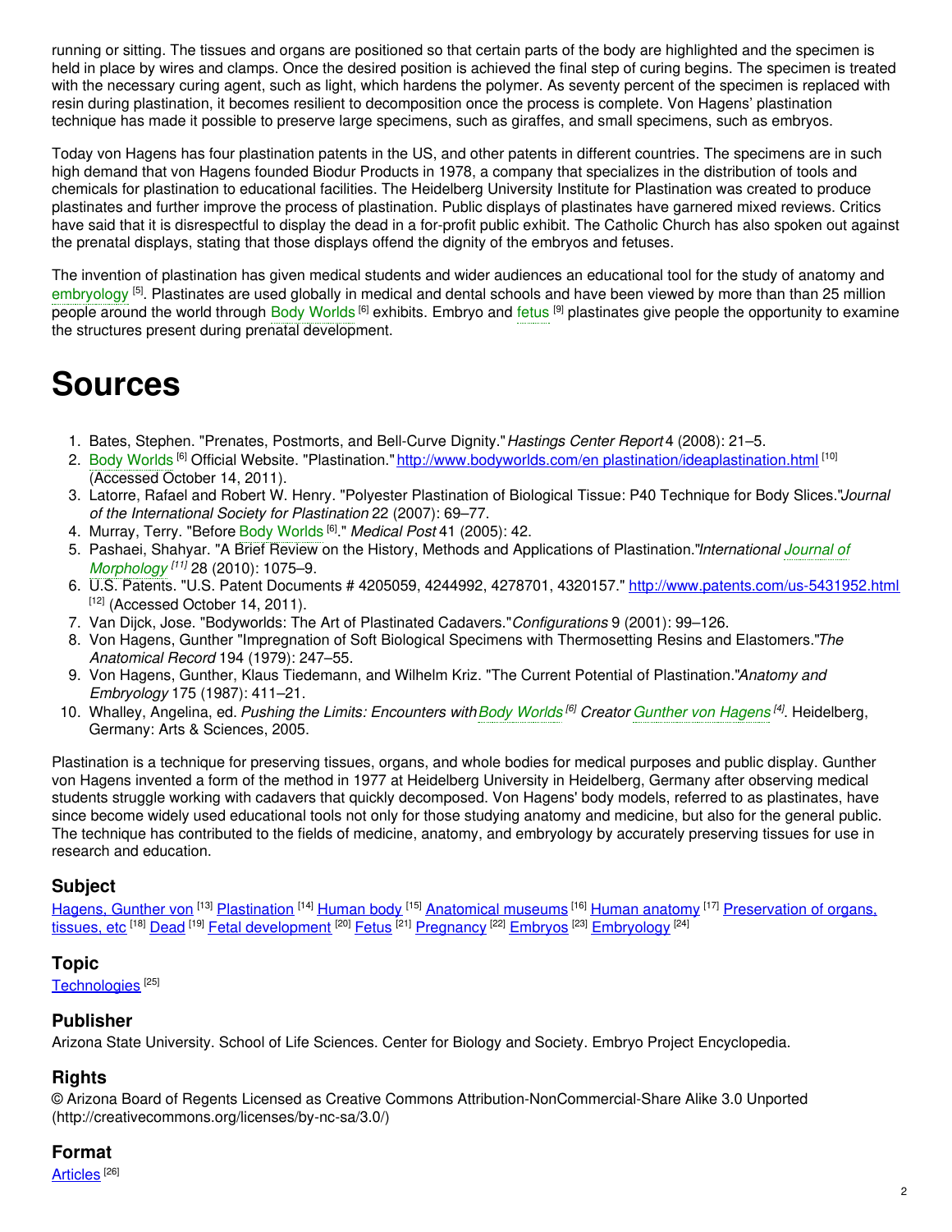running or sitting. The tissues and organs are positioned so that certain parts of the body are highlighted and the specimen is held in place by wires and clamps. Once the desired position is achieved the final step of curing begins. The specimen is treated with the necessary curing agent, such as light, which hardens the polymer. As seventy percent of the specimen is replaced with resin during plastination, it becomes resilient to decomposition once the process is complete. Von Hagens' plastination technique has made it possible to preserve large specimens, such as giraffes, and small specimens, such as embryos.

Today von Hagens has four plastination patents in the US, and other patents in different countries. The specimens are in such high demand that von Hagens founded Biodur Products in 1978, a company that specializes in the distribution of tools and chemicals for plastination to educational facilities. The Heidelberg University Institute for Plastination was created to produce plastinates and further improve the process of plastination. Public displays of plastinates have garnered mixed reviews. Critics have said that it is disrespectful to display the dead in a for-profit public exhibit. The Catholic Church has also spoken out against the prenatal displays, stating that those displays offend the dignity of the embryos and fetuses.

The invention of plastination has given medical students and wider audiences an educational tool for the study of anatomy and embryology [5]. Plastinates are used globally in medical and dental schools and have been viewed by more than than 25 million people around the world through Body Worlds [6] exhibits. Embryo and fetus [9] plastinates give people the opportunity to examine the structures present during prenatal development.

# Sources

1. Bates, Stephen. "Prenates, Postmorts, and Bell-Curve Dignity." *Hastings Center Report* 4 (2008): 21–5.
2. Body Worlds [6] Official Website. "Plastination." http://www.bodyworlds.com/en plastination/ideaplastination.html [10] (Accessed October 14, 2011).
3. Latorre, Rafael and Robert W. Henry. "Polyester Plastination of Biological Tissue: P40 Technique for Body Slices." *Journal of the International Society for Plastination* 22 (2007): 69–77.
4. Murray, Terry. "Before Body Worlds [6]." *Medical Post* 41 (2005): 42.
5. Pashaei, Shahyar. "A Brief Review on the History, Methods and Applications of Plastination." *International Journal of Morphology [11]* 28 (2010): 1075–9.
6. U.S. Patents. "U.S. Patent Documents # 4205059, 4244992, 4278701, 4320157." http://www.patents.com/us-5431952.html [12] (Accessed October 14, 2011).
7. Van Dijck, Jose. "Bodyworlds: The Art of Plastinated Cadavers." *Configurations* 9 (2001): 99–126.
8. Von Hagens, Gunther "Impregnation of Soft Biological Specimens with Thermosetting Resins and Elastomers." *The Anatomical Record* 194 (1979): 247–55.
9. Von Hagens, Gunther, Klaus Tiedemann, and Wilhelm Kriz. "The Current Potential of Plastination." *Anatomy and Embryology* 175 (1987): 411–21.
10. Whalley, Angelina, ed. *Pushing the Limits: Encounters with Body Worlds [6] Creator Gunther von Hagens [4]*. Heidelberg, Germany: Arts & Sciences, 2005.

Plastination is a technique for preserving tissues, organs, and whole bodies for medical purposes and public display. Gunther von Hagens invented a form of the method in 1977 at Heidelberg University in Heidelberg, Germany after observing medical students struggle working with cadavers that quickly decomposed. Von Hagens' body models, referred to as plastinates, have since become widely used educational tools not only for those studying anatomy and medicine, but also for the general public. The technique has contributed to the fields of medicine, anatomy, and embryology by accurately preserving tissues for use in research and education.

## Subject

Hagens, Gunther von [13] Plastination [14] Human body [15] Anatomical museums [16] Human anatomy [17] Preservation of organs, tissues, etc [18] Dead [19] Fetal development [20] Fetus [21] Pregnancy [22] Embryos [23] Embryology [24]

## Topic

Technologies [25]

## Publisher

Arizona State University. School of Life Sciences. Center for Biology and Society. Embryo Project Encyclopedia.

## Rights

© Arizona Board of Regents Licensed as Creative Commons Attribution-NonCommercial-Share Alike 3.0 Unported (http://creativecommons.org/licenses/by-nc-sa/3.0/)

## Format

Articles [26]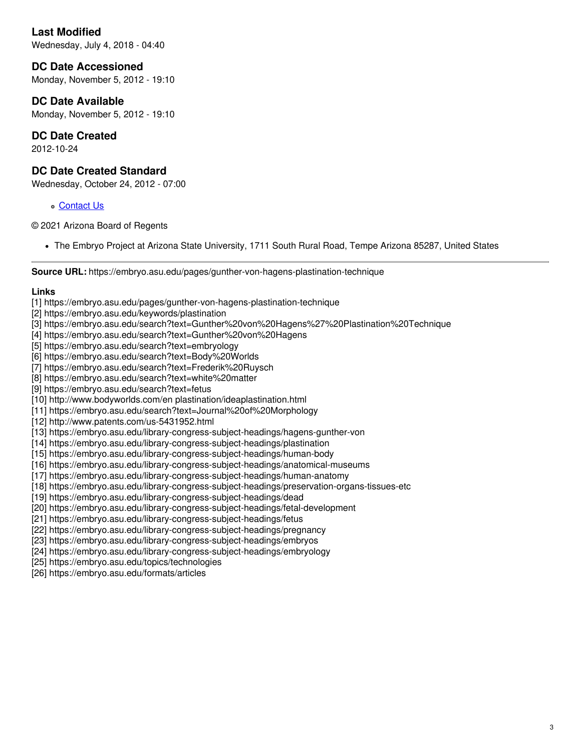### Last Modified

Wednesday, July 4, 2018 - 04:40

### DC Date Accessioned

Monday, November 5, 2012 - 19:10

### DC Date Available

Monday, November 5, 2012 - 19:10

### DC Date Created

2012-10-24

### DC Date Created Standard

Wednesday, October 24, 2012 - 07:00

- Contact Us

© 2021 Arizona Board of Regents

- The Embryo Project at Arizona State University, 1711 South Rural Road, Tempe Arizona 85287, United States

---

**Source URL:** https://embryo.asu.edu/pages/gunther-von-hagens-plastination-technique

**Links**

[1] https://embryo.asu.edu/pages/gunther-von-hagens-plastination-technique
[2] https://embryo.asu.edu/keywords/plastination
[3] https://embryo.asu.edu/search?text=Gunther%20von%20Hagens%27%20Plastination%20Technique
[4] https://embryo.asu.edu/search?text=Gunther%20von%20Hagens
[5] https://embryo.asu.edu/search?text=embryology
[6] https://embryo.asu.edu/search?text=Body%20Worlds
[7] https://embryo.asu.edu/search?text=Frederik%20Ruysch
[8] https://embryo.asu.edu/search?text=white%20matter
[9] https://embryo.asu.edu/search?text=fetus
[10] http://www.bodyworlds.com/en plastination/ideaplastination.html
[11] https://embryo.asu.edu/search?text=Journal%20of%20Morphology
[12] http://www.patents.com/us-5431952.html
[13] https://embryo.asu.edu/library-congress-subject-headings/hagens-gunther-von
[14] https://embryo.asu.edu/library-congress-subject-headings/plastination
[15] https://embryo.asu.edu/library-congress-subject-headings/human-body
[16] https://embryo.asu.edu/library-congress-subject-headings/anatomical-museums
[17] https://embryo.asu.edu/library-congress-subject-headings/human-anatomy
[18] https://embryo.asu.edu/library-congress-subject-headings/preservation-organs-tissues-etc
[19] https://embryo.asu.edu/library-congress-subject-headings/dead
[20] https://embryo.asu.edu/library-congress-subject-headings/fetal-development
[21] https://embryo.asu.edu/library-congress-subject-headings/fetus
[22] https://embryo.asu.edu/library-congress-subject-headings/pregnancy
[23] https://embryo.asu.edu/library-congress-subject-headings/embryos
[24] https://embryo.asu.edu/library-congress-subject-headings/embryology
[25] https://embryo.asu.edu/topics/technologies
[26] https://embryo.asu.edu/formats/articles